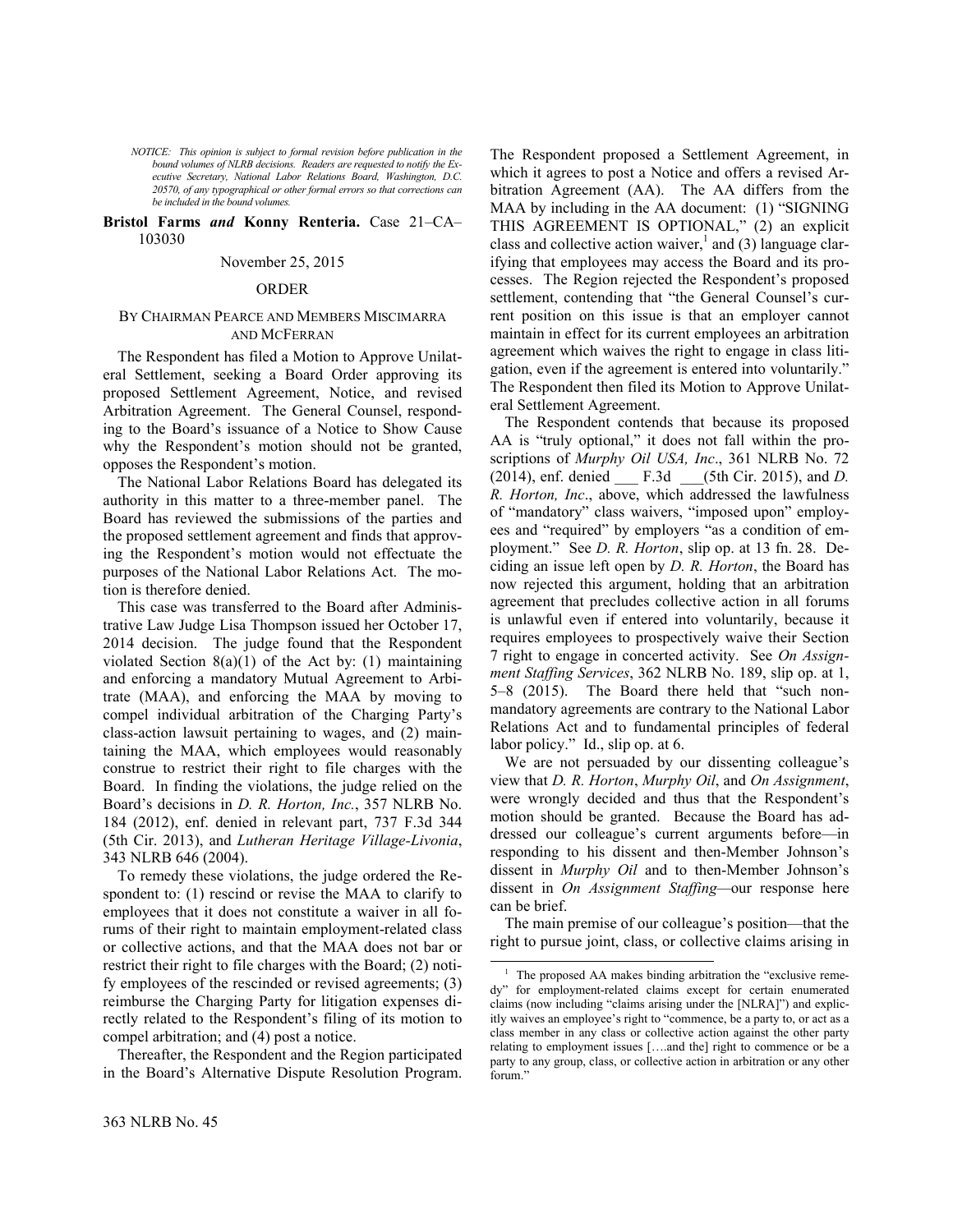*NOTICE: This opinion is subject to formal revision before publication in the bound volumes of NLRB decisions. Readers are requested to notify the Executive Secretary, National Labor Relations Board, Washington, D.C. 20570, of any typographical or other formal errors so that corrections can be included in the bound volumes.*

**Bristol Farms *and* Konny Renteria.** Case 21–CA–103030

November 25, 2015

ORDER

BY CHAIRMAN PEARCE AND MEMBERS MISCIMARRA AND MCFERRAN

The Respondent has filed a Motion to Approve Unilateral Settlement, seeking a Board Order approving its proposed Settlement Agreement, Notice, and revised Arbitration Agreement. The General Counsel, responding to the Board's issuance of a Notice to Show Cause why the Respondent's motion should not be granted, opposes the Respondent's motion.

The National Labor Relations Board has delegated its authority in this matter to a three-member panel. The Board has reviewed the submissions of the parties and the proposed settlement agreement and finds that approving the Respondent's motion would not effectuate the purposes of the National Labor Relations Act. The motion is therefore denied.

This case was transferred to the Board after Administrative Law Judge Lisa Thompson issued her October 17, 2014 decision. The judge found that the Respondent violated Section 8(a)(1) of the Act by: (1) maintaining and enforcing a mandatory Mutual Agreement to Arbitrate (MAA), and enforcing the MAA by moving to compel individual arbitration of the Charging Party's class-action lawsuit pertaining to wages, and (2) maintaining the MAA, which employees would reasonably construe to restrict their right to file charges with the Board. In finding the violations, the judge relied on the Board's decisions in *D. R. Horton, Inc.*, 357 NLRB No. 184 (2012), enf. denied in relevant part, 737 F.3d 344 (5th Cir. 2013), and *Lutheran Heritage Village-Livonia*, 343 NLRB 646 (2004).

To remedy these violations, the judge ordered the Respondent to: (1) rescind or revise the MAA to clarify to employees that it does not constitute a waiver in all forums of their right to maintain employment-related class or collective actions, and that the MAA does not bar or restrict their right to file charges with the Board; (2) notify employees of the rescinded or revised agreements; (3) reimburse the Charging Party for litigation expenses directly related to the Respondent's filing of its motion to compel arbitration; and (4) post a notice.

Thereafter, the Respondent and the Region participated in the Board's Alternative Dispute Resolution Program. The Respondent proposed a Settlement Agreement, in which it agrees to post a Notice and offers a revised Arbitration Agreement (AA). The AA differs from the MAA by including in the AA document: (1) "SIGNING THIS AGREEMENT IS OPTIONAL," (2) an explicit class and collective action waiver,[1] and (3) language clarifying that employees may access the Board and its processes. The Region rejected the Respondent's proposed settlement, contending that "the General Counsel's current position on this issue is that an employer cannot maintain in effect for its current employees an arbitration agreement which waives the right to engage in class litigation, even if the agreement is entered into voluntarily." The Respondent then filed its Motion to Approve Unilateral Settlement Agreement.

The Respondent contends that because its proposed AA is "truly optional," it does not fall within the proscriptions of *Murphy Oil USA, Inc*., 361 NLRB No. 72 (2014), enf. denied ___ F.3d ___(5th Cir. 2015), and *D. R. Horton, Inc*., above, which addressed the lawfulness of "mandatory" class waivers, "imposed upon" employees and "required" by employers "as a condition of employment." See *D. R. Horton*, slip op. at 13 fn. 28. Deciding an issue left open by *D. R. Horton*, the Board has now rejected this argument, holding that an arbitration agreement that precludes collective action in all forums is unlawful even if entered into voluntarily, because it requires employees to prospectively waive their Section 7 right to engage in concerted activity. See *On Assignment Staffing Services*, 362 NLRB No. 189, slip op. at 1, 5–8 (2015). The Board there held that "such nonmandatory agreements are contrary to the National Labor Relations Act and to fundamental principles of federal labor policy." Id., slip op. at 6.

We are not persuaded by our dissenting colleague's view that *D. R. Horton*, *Murphy Oil*, and *On Assignment*, were wrongly decided and thus that the Respondent's motion should be granted. Because the Board has addressed our colleague's current arguments before—in responding to his dissent and then-Member Johnson's dissent in *Murphy Oil* and to then-Member Johnson's dissent in *On Assignment Staffing*—our response here can be brief.

The main premise of our colleague's position—that the right to pursue joint, class, or collective claims arising in

[1] The proposed AA makes binding arbitration the "exclusive remedy" for employment-related claims except for certain enumerated claims (now including "claims arising under the [NLRA]") and explicitly waives an employee's right to "commence, be a party to, or act as a class member in any class or collective action against the other party relating to employment issues […. and the] right to commence or be a party to any group, class, or collective action in arbitration or any other forum."

363 NLRB No. 45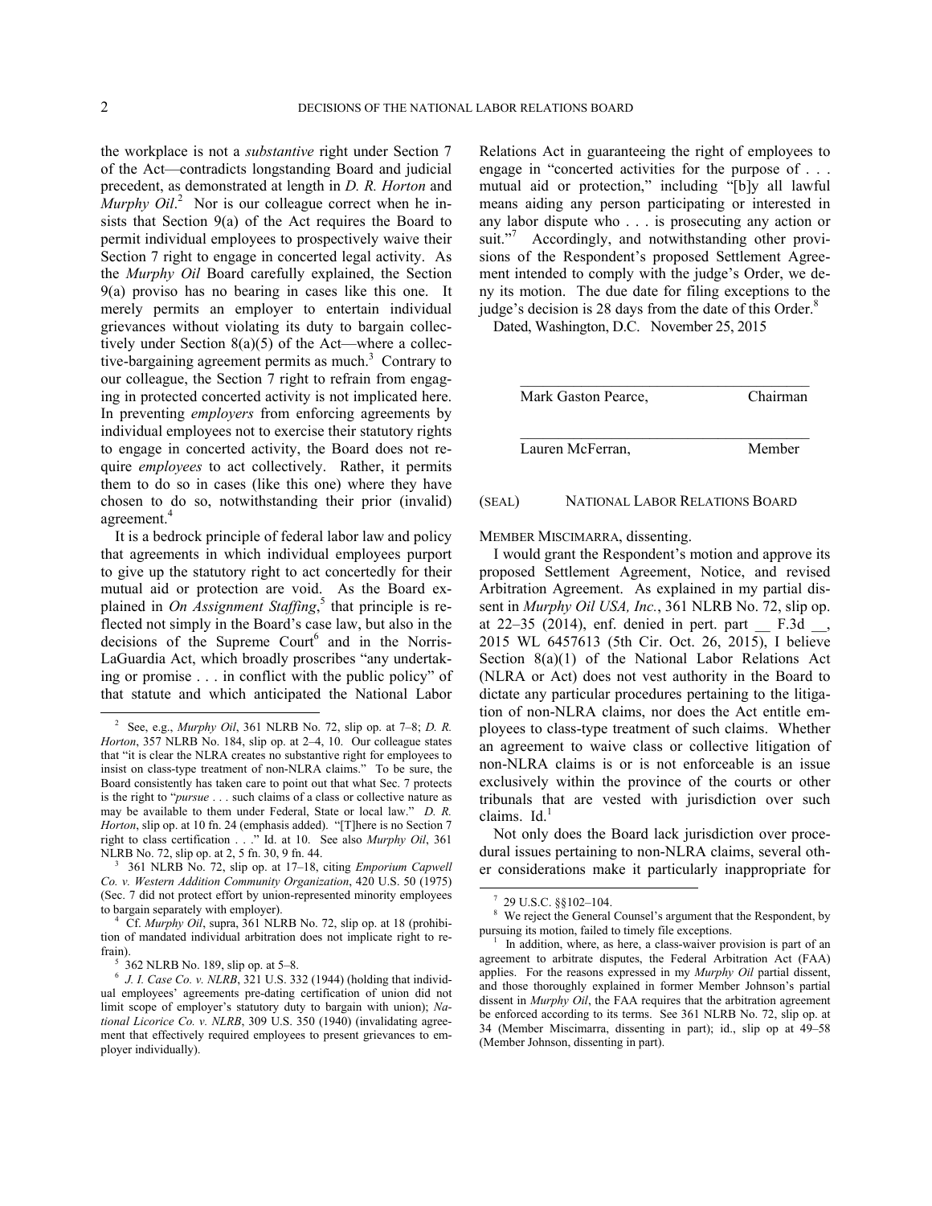the workplace is not a *substantive* right under Section 7 of the Act—contradicts longstanding Board and judicial precedent, as demonstrated at length in *D. R. Horton* and *Murphy Oil*.[2] Nor is our colleague correct when he insists that Section 9(a) of the Act requires the Board to permit individual employees to prospectively waive their Section 7 right to engage in concerted legal activity. As the *Murphy Oil* Board carefully explained, the Section 9(a) proviso has no bearing in cases like this one. It merely permits an employer to entertain individual grievances without violating its duty to bargain collectively under Section 8(a)(5) of the Act—where a collective-bargaining agreement permits as much.[3] Contrary to our colleague, the Section 7 right to refrain from engaging in protected concerted activity is not implicated here. In preventing *employers* from enforcing agreements by individual employees not to exercise their statutory rights to engage in concerted activity, the Board does not require *employees* to act collectively. Rather, it permits them to do so in cases (like this one) where they have chosen to do so, notwithstanding their prior (invalid) agreement.[4]

It is a bedrock principle of federal labor law and policy that agreements in which individual employees purport to give up the statutory right to act concertedly for their mutual aid or protection are void. As the Board explained in *On Assignment Staffing*,[5] that principle is reflected not simply in the Board's case law, but also in the decisions of the Supreme Court[6] and in the Norris-LaGuardia Act, which broadly proscribes "any undertaking or promise . . . in conflict with the public policy" of that statute and which anticipated the National Labor Relations Act in guaranteeing the right of employees to engage in "concerted activities for the purpose of . . . mutual aid or protection," including "[b]y all lawful means aiding any person participating or interested in any labor dispute who . . . is prosecuting any action or suit."[7] Accordingly, and notwithstanding other provisions of the Respondent's proposed Settlement Agreement intended to comply with the judge's Order, we deny its motion. The due date for filing exceptions to the judge's decision is 28 days from the date of this Order.[8]

Dated, Washington, D.C. November 25, 2015

Mark Gaston Pearce, Chairman

Lauren McFerran, Member

(SEAL) NATIONAL LABOR RELATIONS BOARD

MEMBER MISCIMARRA, dissenting.

I would grant the Respondent's motion and approve its proposed Settlement Agreement, Notice, and revised Arbitration Agreement. As explained in my partial dissent in *Murphy Oil USA, Inc.*, 361 NLRB No. 72, slip op. at 22–35 (2014), enf. denied in pert. part __ F.3d __, 2015 WL 6457613 (5th Cir. Oct. 26, 2015), I believe Section 8(a)(1) of the National Labor Relations Act (NLRA or Act) does not vest authority in the Board to dictate any particular procedures pertaining to the litigation of non-NLRA claims, nor does the Act entitle employees to class-type treatment of such claims. Whether an agreement to waive class or collective litigation of non-NLRA claims is or is not enforceable is an issue exclusively within the province of the courts or other tribunals that are vested with jurisdiction over such claims. Id.[1]

Not only does the Board lack jurisdiction over procedural issues pertaining to non-NLRA claims, several other considerations make it particularly inappropriate for

---

[2] See, e.g., *Murphy Oil*, 361 NLRB No. 72, slip op. at 7–8; *D. R. Horton*, 357 NLRB No. 184, slip op. at 2–4, 10. Our colleague states that "it is clear the NLRA creates no substantive right for employees to insist on class-type treatment of non-NLRA claims." To be sure, the Board consistently has taken care to point out that what Sec. 7 protects is the right to "*pursue* . . . such claims of a class or collective nature as may be available to them under Federal, State or local law." *D. R. Horton*, slip op. at 10 fn. 24 (emphasis added). "[T]here is no Section 7 right to class certification . . ." Id. at 10. See also *Murphy Oil*, 361 NLRB No. 72, slip op. at 2, 5 fn. 30, 9 fn. 44.

[3] 361 NLRB No. 72, slip op. at 17–18, citing *Emporium Capwell Co. v. Western Addition Community Organization*, 420 U.S. 50 (1975) (Sec. 7 did not protect effort by union-represented minority employees to bargain separately with employer).

[4] Cf. *Murphy Oil*, supra, 361 NLRB No. 72, slip op. at 18 (prohibition of mandated individual arbitration does not implicate right to refrain).

[5] 362 NLRB No. 189, slip op. at 5–8.

[6] *J. I. Case Co. v. NLRB*, 321 U.S. 332 (1944) (holding that individual employees' agreements pre-dating certification of union did not limit scope of employer's statutory duty to bargain with union); *National Licorice Co. v. NLRB*, 309 U.S. 350 (1940) (invalidating agreement that effectively required employees to present grievances to employer individually).

[7] 29 U.S.C. §§102–104.

[8] We reject the General Counsel's argument that the Respondent, by pursuing its motion, failed to timely file exceptions.

[1] In addition, where, as here, a class-waiver provision is part of an agreement to arbitrate disputes, the Federal Arbitration Act (FAA) applies. For the reasons expressed in my *Murphy Oil* partial dissent, and those thoroughly explained in former Member Johnson's partial dissent in *Murphy Oil*, the FAA requires that the arbitration agreement be enforced according to its terms. See 361 NLRB No. 72, slip op. at 34 (Member Miscimarra, dissenting in part); id., slip op at 49–58 (Member Johnson, dissenting in part).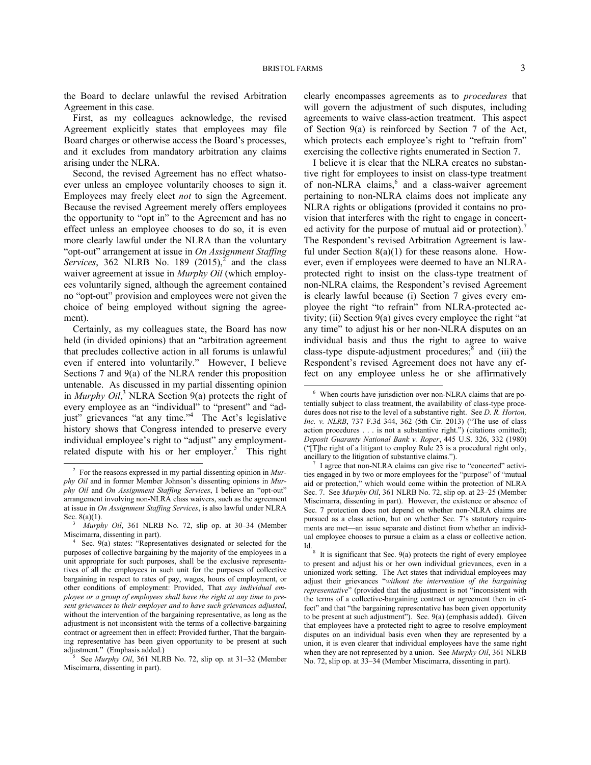the Board to declare unlawful the revised Arbitration Agreement in this case.

First, as my colleagues acknowledge, the revised Agreement explicitly states that employees may file Board charges or otherwise access the Board's processes, and it excludes from mandatory arbitration any claims arising under the NLRA.

Second, the revised Agreement has no effect whatsoever unless an employee voluntarily chooses to sign it. Employees may freely elect *not* to sign the Agreement. Because the revised Agreement merely offers employees the opportunity to "opt in" to the Agreement and has no effect unless an employee chooses to do so, it is even more clearly lawful under the NLRA than the voluntary "opt-out" arrangement at issue in *On Assignment Staffing Services*, 362 NLRB No. 189 (2015),[2] and the class waiver agreement at issue in *Murphy Oil* (which employees voluntarily signed, although the agreement contained no "opt-out" provision and employees were not given the choice of being employed without signing the agreement).

Certainly, as my colleagues state, the Board has now held (in divided opinions) that an "arbitration agreement that precludes collective action in all forums is unlawful even if entered into voluntarily." However, I believe Sections 7 and 9(a) of the NLRA render this proposition untenable. As discussed in my partial dissenting opinion in *Murphy Oil*,[3] NLRA Section 9(a) protects the right of every employee as an "individual" to "present" and "adjust" grievances "at any time."[4] The Act's legislative history shows that Congress intended to preserve every individual employee's right to "adjust" any employment-related dispute with his or her employer.[5] This right clearly encompasses agreements as to *procedures* that will govern the adjustment of such disputes, including agreements to waive class-action treatment. This aspect of Section 9(a) is reinforced by Section 7 of the Act, which protects each employee's right to "refrain from" exercising the collective rights enumerated in Section 7.

I believe it is clear that the NLRA creates no substantive right for employees to insist on class-type treatment of non-NLRA claims,[6] and a class-waiver agreement pertaining to non-NLRA claims does not implicate any NLRA rights or obligations (provided it contains no provision that interferes with the right to engage in concerted activity for the purpose of mutual aid or protection).[7] The Respondent's revised Arbitration Agreement is lawful under Section 8(a)(1) for these reasons alone. However, even if employees were deemed to have an NLRA-protected right to insist on the class-type treatment of non-NLRA claims, the Respondent's revised Agreement is clearly lawful because (i) Section 7 gives every employee the right "to refrain" from NLRA-protected activity; (ii) Section 9(a) gives every employee the right "at any time" to adjust his or her non-NLRA disputes on an individual basis and thus the right to agree to waive class-type dispute-adjustment procedures;[8] and (iii) the Respondent's revised Agreement does not have any effect on any employee unless he or she affirmatively

---

[2] For the reasons expressed in my partial dissenting opinion in *Murphy Oil* and in former Member Johnson's dissenting opinions in *Murphy Oil* and *On Assignment Staffing Services*, I believe an "opt-out" arrangement involving non-NLRA class waivers, such as the agreement at issue in *On Assignment Staffing Services*, is also lawful under NLRA Sec. 8(a)(1).

[3] *Murphy Oil*, 361 NLRB No. 72, slip op. at 30–34 (Member Miscimarra, dissenting in part).

[4] Sec. 9(a) states: "Representatives designated or selected for the purposes of collective bargaining by the majority of the employees in a unit appropriate for such purposes, shall be the exclusive representatives of all the employees in such unit for the purposes of collective bargaining in respect to rates of pay, wages, hours of employment, or other conditions of employment: Provided, That *any individual employee or a group of employees shall have the right at any time to present grievances to their employer and to have such grievances adjusted*, without the intervention of the bargaining representative, as long as the adjustment is not inconsistent with the terms of a collective-bargaining contract or agreement then in effect: Provided further, That the bargaining representative has been given opportunity to be present at such adjustment." (Emphasis added.)

[5] See *Murphy Oil*, 361 NLRB No. 72, slip op. at 31–32 (Member Miscimarra, dissenting in part).

[6] When courts have jurisdiction over non-NLRA claims that are potentially subject to class treatment, the availability of class-type procedures does not rise to the level of a substantive right. See *D. R. Horton, Inc. v. NLRB*, 737 F.3d 344, 362 (5th Cir. 2013) ("The use of class action procedures . . . is not a substantive right.") (citations omitted); *Deposit Guaranty National Bank v. Roper*, 445 U.S. 326, 332 (1980) ("[T]he right of a litigant to employ Rule 23 is a procedural right only, ancillary to the litigation of substantive claims.").

[7] I agree that non-NLRA claims can give rise to "concerted" activities engaged in by two or more employees for the "purpose" of "mutual aid or protection," which would come within the protection of NLRA Sec. 7. See *Murphy Oil*, 361 NLRB No. 72, slip op. at 23–25 (Member Miscimarra, dissenting in part). However, the existence or absence of Sec. 7 protection does not depend on whether non-NLRA claims are pursued as a class action, but on whether Sec. 7's statutory requirements are met—an issue separate and distinct from whether an individual employee chooses to pursue a claim as a class or collective action. Id.

[8] It is significant that Sec. 9(a) protects the right of every employee to present and adjust his or her own individual grievances, even in a unionized work setting. The Act states that individual employees may adjust their grievances "*without the intervention of the bargaining representative*" (provided that the adjustment is not "inconsistent with the terms of a collective-bargaining contract or agreement then in effect" and that "the bargaining representative has been given opportunity to be present at such adjustment"). Sec. 9(a) (emphasis added). Given that employees have a protected right to agree to resolve employment disputes on an individual basis even when they are represented by a union, it is even clearer that individual employees have the same right when they are not represented by a union. See *Murphy Oil*, 361 NLRB No. 72, slip op. at 33–34 (Member Miscimarra, dissenting in part).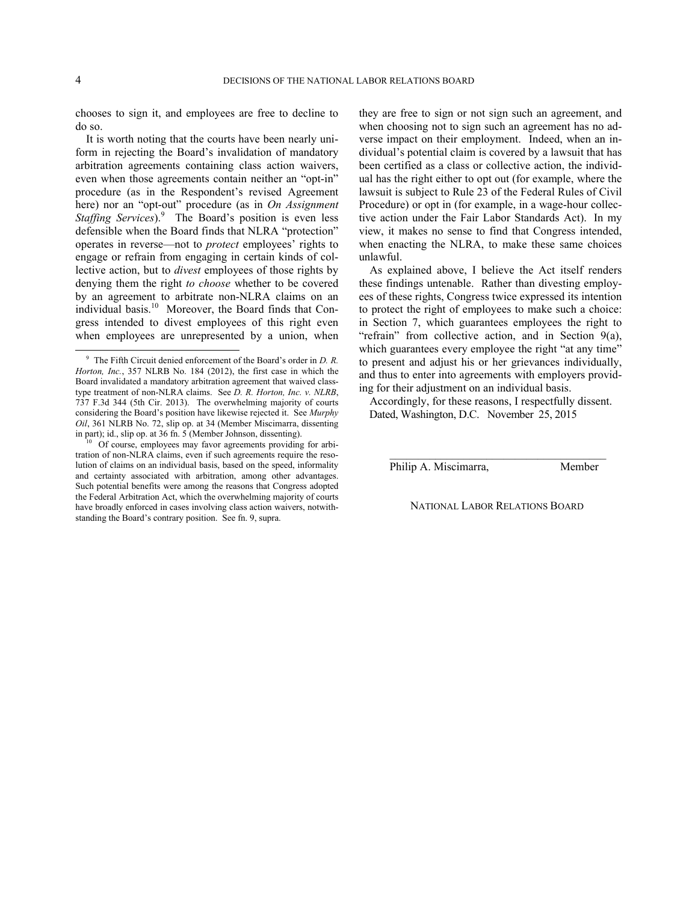chooses to sign it, and employees are free to decline to do so.

It is worth noting that the courts have been nearly uniform in rejecting the Board's invalidation of mandatory arbitration agreements containing class action waivers, even when those agreements contain neither an "opt-in" procedure (as in the Respondent's revised Agreement here) nor an "opt-out" procedure (as in *On Assignment Staffing Services*).[9] The Board's position is even less defensible when the Board finds that NLRA "protection" operates in reverse—not to *protect* employees' rights to engage or refrain from engaging in certain kinds of collective action, but to *divest* employees of those rights by denying them the right *to choose* whether to be covered by an agreement to arbitrate non-NLRA claims on an individual basis.[10] Moreover, the Board finds that Congress intended to divest employees of this right even when employees are unrepresented by a union, when they are free to sign or not sign such an agreement, and when choosing not to sign such an agreement has no adverse impact on their employment. Indeed, when an individual's potential claim is covered by a lawsuit that has been certified as a class or collective action, the individual has the right either to opt out (for example, where the lawsuit is subject to Rule 23 of the Federal Rules of Civil Procedure) or opt in (for example, in a wage-hour collective action under the Fair Labor Standards Act). In my view, it makes no sense to find that Congress intended, when enacting the NLRA, to make these same choices unlawful.

As explained above, I believe the Act itself renders these findings untenable. Rather than divesting employees of these rights, Congress twice expressed its intention to protect the right of employees to make such a choice: in Section 7, which guarantees employees the right to "refrain" from collective action, and in Section 9(a), which guarantees every employee the right "at any time" to present and adjust his or her grievances individually, and thus to enter into agreements with employers providing for their adjustment on an individual basis.

Accordingly, for these reasons, I respectfully dissent.

Dated, Washington, D.C. November 25, 2015

\_\_\_\_\_\_\_\_\_\_\_\_\_\_\_\_\_\_\_\_\_\_\_\_\_\_\_\_\_\_\_\_\_\_\_\_\_\_\_\_

Philip A. Miscimarra, Member

NATIONAL LABOR RELATIONS BOARD

---

[9] The Fifth Circuit denied enforcement of the Board's order in *D. R. Horton, Inc.*, 357 NLRB No. 184 (2012), the first case in which the Board invalidated a mandatory arbitration agreement that waived class-type treatment of non-NLRA claims. See *D. R. Horton, Inc. v. NLRB*, 737 F.3d 344 (5th Cir. 2013). The overwhelming majority of courts considering the Board's position have likewise rejected it. See *Murphy Oil*, 361 NLRB No. 72, slip op. at 34 (Member Miscimarra, dissenting in part); id., slip op. at 36 fn. 5 (Member Johnson, dissenting).

[10] Of course, employees may favor agreements providing for arbitration of non-NLRA claims, even if such agreements require the resolution of claims on an individual basis, based on the speed, informality and certainty associated with arbitration, among other advantages. Such potential benefits were among the reasons that Congress adopted the Federal Arbitration Act, which the overwhelming majority of courts have broadly enforced in cases involving class action waivers, notwithstanding the Board's contrary position. See fn. 9, supra.